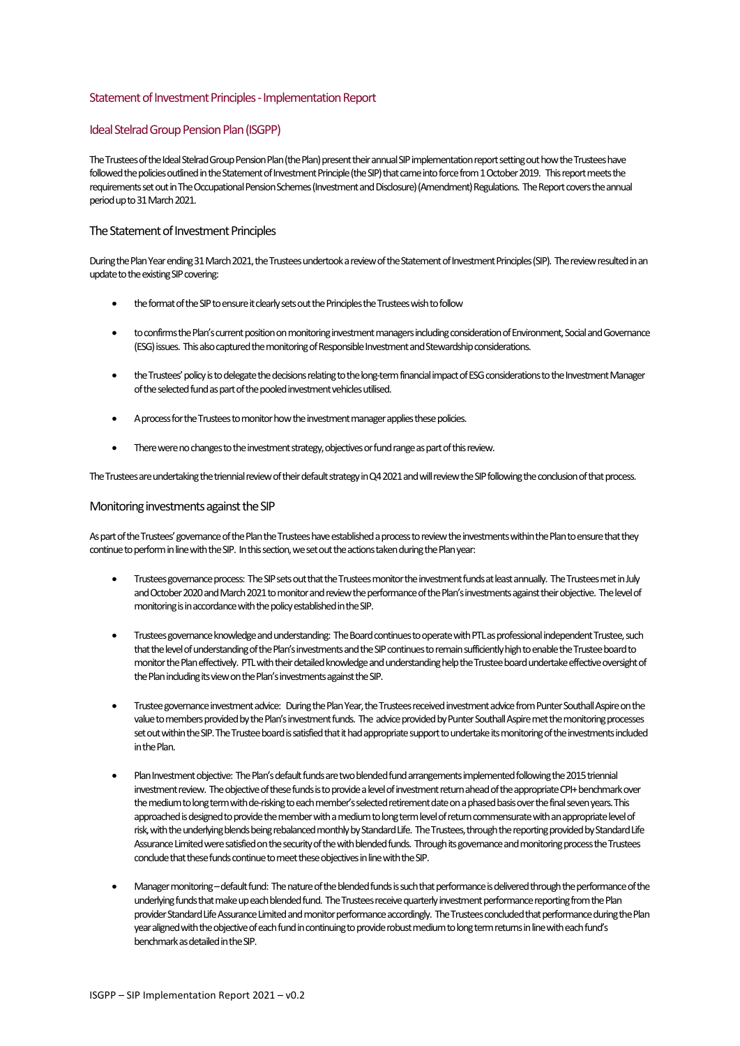## Statement of Investment Principles - Implementation Report

## Ideal Stelrad Group Pension Plan (ISGPP)

The Trustees of the Ideal Stelrad Group Pension Plan (the Plan) present their annual SIP implementation report setting out how the Trustees have followed the policies outlined in the Statement of Investment Principle (the SIP) that came into force from 1 October 2019. This report meets the requirements set out in The Occupational Pension Schemes (Investment and Disclosure) (Amendment) Regulations. The Report covers the annual period up to 31 March 2021.

### The Statement of Investment Principles

During the Plan Year ending 31 March 2021, the Trustees undertook a review of the Statement of Investment Principles (SIP). The review resulted in an update to the existing SIP covering:

- the format of the SIP to ensure it clearly sets out the Principles the Trustees wish to follow
- to confirms the Plan's current position on monitoring investment managers including consideration of Environment, Social and Governance (ESG) issues. This also captured the monitoring of Responsible Investment and Stewardship considerations.
- the Trustees' policy is to delegate the decisions relating to the long-term financial impact of ESG considerations to the Investment Manager of the selected fund as part of the pooled investment vehicles utilised.
- A process for the Trustees to monitor how the investment manager applies these policies.
- There were no changes to the investment strategy, objectives or fund range as part of this review.

The Trustees are undertaking the triennial review of their default strategy in Q4 2021 and will review the SIP following the conclusion of that process.

### Monitoring investments against the SIP

As part of the Trustees' governance of the Plan the Trustees have established a process to review the investments within the Plan to ensure that they continue to perform in line with the SIP. In this section, we set out the actions taken during the Plan year:

- Trustees governance process: The SIP sets out that the Trustees monitor the investment funds at least annually. The Trustees met in July and October 2020 and March 2021 to monitor and review the performance of the Plan's investments against their objective. The level of monitoring is in accordance with the policy established in the SIP.
- Trustees governance knowledge and understanding: The Board continues to operate with PTL as professional independent Trustee, such that the level of understanding of the Plan's investments and the SIP continues to remain sufficiently high to enable the Trustee board to monitor the Plan effectively. PTL with their detailed knowledge and understanding help the Trustee board undertake effective oversight of the Plan including its view on the Plan's investments against the SIP.
- Trustee governance investment advice: During the Plan Year, the Trustees received investment advice from Punter Southall Aspire on the value to members provided by the Plan's investment funds. The advice provided by Punter Southall Aspire met the monitoring processes set out within the SIP. The Trustee board is satisfied that it had appropriate support to undertake its monitoring of the investments included in the Plan.
- Plan Investment objective: The Plan's default funds are two blended fund arrangements implemented following the 2015 triennial investment review. The objective of these funds is to provide a level of investment return ahead of the appropriate CPI+ benchmark over the medium to long term with de-risking to each member's selected retirement date on a phased basis over the final seven years. This approached is designed to provide the member with a medium to long term level of return commensurate with an appropriate level of risk, with the underlying blends being rebalanced monthly by Standard Life. The Trustees, through the reporting provided by Standard Life Assurance Limited were satisfied on the security of the with blended funds. Through its governance and monitoring process the Trustees conclude that these funds continue to meet these objectives in line with the SIP.
- Manager monitoring – default fund: The nature of the blended funds is such that performance is delivered through the performance of the underlying funds that make up each blended fund. The Trustees receive quarterly investment performance reporting from the Plan provider Standard Life Assurance Limited and monitor performance accordingly. The Trustees concluded that performance during the Plan year aligned with the objective of each fund in continuing to provide robust medium to long term returns in line with each fund's benchmark as detailed in the SIP.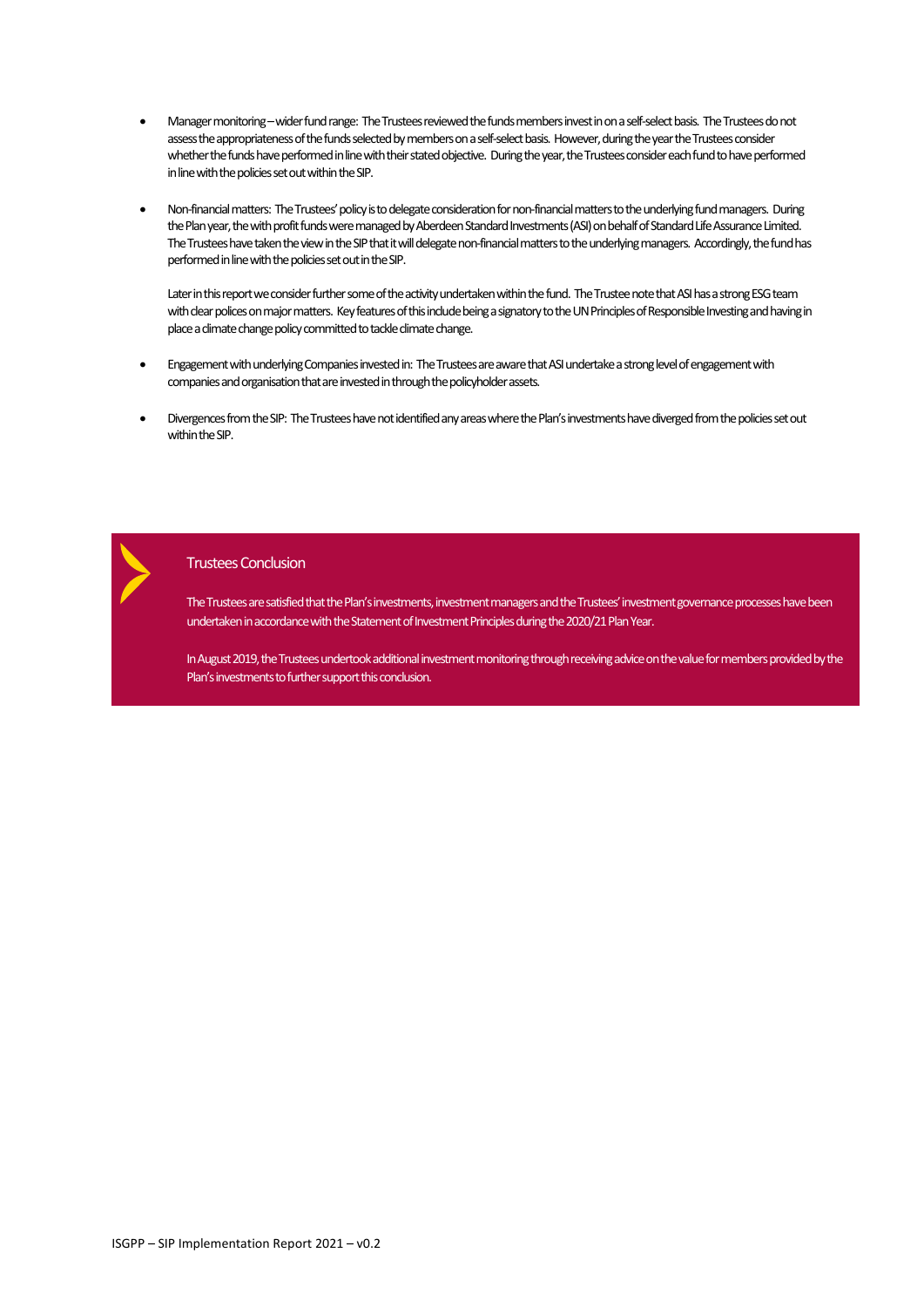- Manager monitoring – wider fund range: The Trustees reviewed the funds members invest in on a self-select basis. The Trustees do not assess the appropriateness of the funds selected by members on a self-select basis. However, during the year the Trustees consider whether the funds have performed in line with their stated objective. During the year, the Trustees consider each fund to have performed in line with the policies set out within the SIP.

- Non-financial matters: The Trustees' policy is to delegate consideration for non-financial matters to the underlying fund managers. During the Plan year, the with profit funds were managed by Aberdeen Standard Investments (ASI) on behalf of Standard Life Assurance Limited. The Trustees have taken the view in the SIP that it will delegate non-financial matters to the underlying managers. Accordingly, the fund has performed in line with the policies set out in the SIP.

  Later in this report we consider further some of the activity undertaken within the fund. The Trustee note that ASI has a strong ESG team with clear polices on major matters. Key features of this include being a signatory to the UN Principles of Responsible Investing and having in place a climate change policy committed to tackle climate change.

- Engagement with underlying Companies invested in: The Trustees are aware that ASI undertake a strong level of engagement with companies and organisation that are invested in through the policyholder assets.

- Divergences from the SIP: The Trustees have not identified any areas where the Plan's investments have diverged from the policies set out within the SIP.

## Trustees Conclusion

The Trustees are satisfied that the Plan's investments, investment managers and the Trustees' investment governance processes have been undertaken in accordance with the Statement of Investment Principles during the 2020/21 Plan Year.

In August 2019, the Trustees undertook additional investment monitoring through receiving advice on the value for members provided by the Plan's investments to further support this conclusion.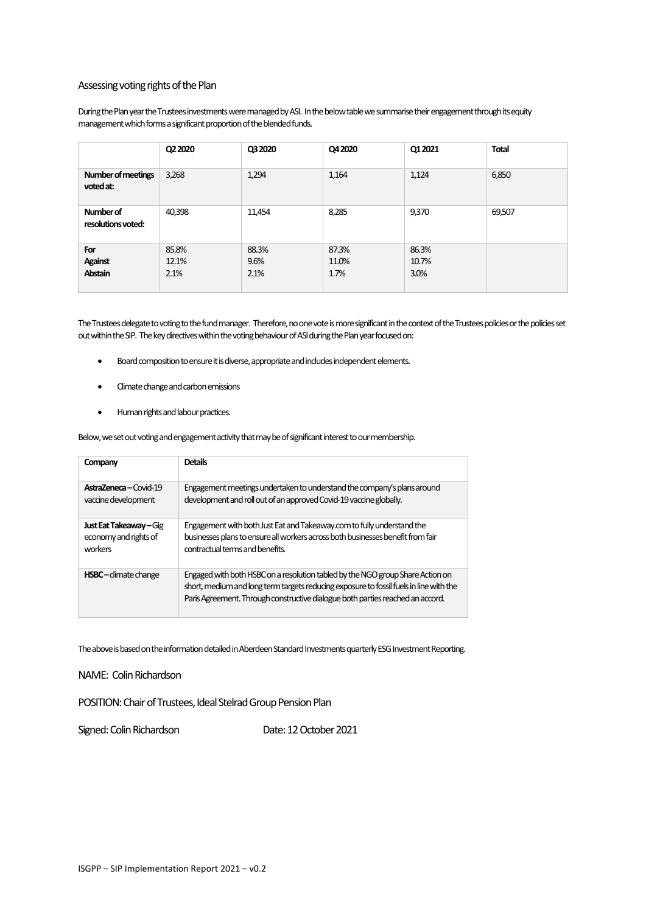## Assessing voting rights of the Plan

During the Plan year the Trustees investments were managed by ASI. In the below table we summarise their engagement through its equity management which forms a significant proportion of the blended funds.

| | Q2 2020 | Q3 2020 | Q4 2020 | Q1 2021 | Total |
|---|---|---|---|---|---|
| **Number of meetings voted at:** | 3,268 | 1,294 | 1,164 | 1,124 | 6,850 |
| **Number of resolutions voted:** | 40,398 | 11,454 | 8,285 | 9,370 | 69,507 |
| **For**<br>**Against**<br>**Abstain** | 85.8%<br>12.1%<br>2.1% | 88.3%<br>9.6%<br>2.1% | 87.3%<br>11.0%<br>1.7% | 86.3%<br>10.7%<br>3.0% | |

The Trustees delegate to voting to the fund manager. Therefore, no one vote is more significant in the context of the Trustees policies or the policies set out within the SIP. The key directives within the voting behaviour of ASI during the Plan year focused on:

- Board composition to ensure it is diverse, appropriate and includes independent elements.
- Climate change and carbon emissions
- Human rights and labour practices.

Below, we set out voting and engagement activity that may be of significant interest to our membership.

| Company | Details |
|---|---|
| **AstraZeneca** – Covid-19 vaccine development | Engagement meetings undertaken to understand the company's plans around development and roll out of an approved Covid-19 vaccine globally. |
| **Just Eat Takeaway** – Gig economy and rights of workers | Engagement with both Just Eat and Takeaway.com to fully understand the businesses plans to ensure all workers across both businesses benefit from fair contractual terms and benefits. |
| **HSBC** – climate change | Engaged with both HSBC on a resolution tabled by the NGO group Share Action on short, medium and long term targets reducing exposure to fossil fuels in line with the Paris Agreement. Through constructive dialogue both parties reached an accord. |

The above is based on the information detailed in Aberdeen Standard Investments quarterly ESG Investment Reporting.

NAME: Colin Richardson

POSITION: Chair of Trustees, Ideal Stelrad Group Pension Plan

Signed: Colin Richardson Date: 12 October 2021